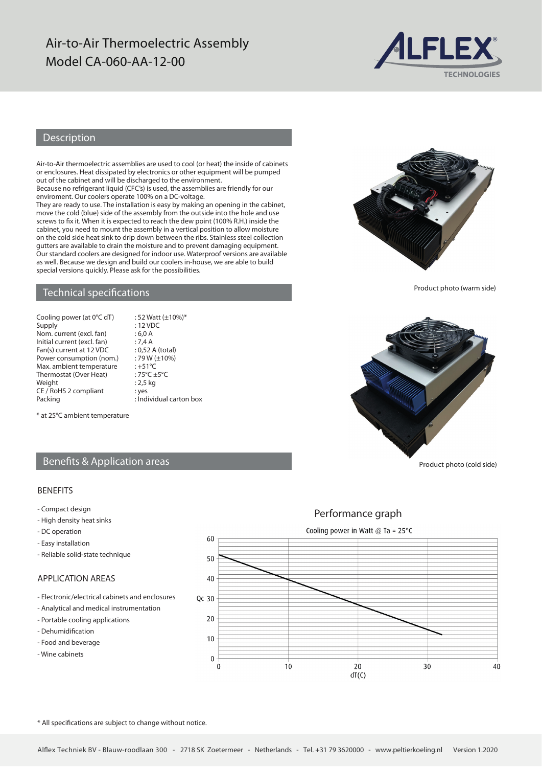# Air-to-Air Thermoelectric Assembly
# Model CA-060-AA-12-00

ALFLEX® TECHNOLOGIES

## Description

Air-to-Air thermoelectric assemblies are used to cool (or heat) the inside of cabinets or enclosures. Heat dissipated by electronics or other equipment will be pumped out of the cabinet and will be discharged to the environment.
Because no refrigerant liquid (CFC's) is used, the assemblies are friendly for our enviroment. Our coolers operate 100% on a DC-voltage.
They are ready to use. The installation is easy by making an opening in the cabinet, move the cold (blue) side of the assembly from the outside into the hole and use screws to fix it. When it is expected to reach the dew point (100% R.H.) inside the cabinet, you need to mount the assembly in a vertical position to allow moisture on the cold side heat sink to drip down between the ribs. Stainless steel collection gutters are available to drain the moisture and to prevent damaging equipment. Our standard coolers are designed for indoor use. Waterproof versions are available as well. Because we design and build our coolers in-house, we are able to build special versions quickly. Please ask for the possibilities.

Product photo (warm side)

## Technical specifications

| | |
|---|---|
| Cooling power (at 0°C dT) | : 52 Watt (±10%)* |
| Supply | : 12 VDC |
| Nom. current (excl. fan) | : 6,0 A |
| Initial current (excl. fan) | : 7,4 A |
| Fan(s) current at 12 VDC | : 0,52 A (total) |
| Power consumption (nom.) | : 79 W (±10%) |
| Max. ambient temperature | : +51°C |
| Thermostat (Over Heat) | : 75°C ±5°C |
| Weight | : 2,5 kg |
| CE / RoHS 2 compliant | : yes |
| Packing | : Individual carton box |

* at 25°C ambient temperature

Product photo (cold side)

## Benefits & Application areas

### BENEFITS

- Compact design
- High density heat sinks
- DC operation
- Easy installation
- Reliable solid-state technique

### APPLICATION AREAS

- Electronic/electrical cabinets and enclosures
- Analytical and medical instrumentation
- Portable cooling applications
- Dehumidification
- Food and beverage
- Wine cabinets

## Performance graph

Cooling power in Watt @ Ta = 25°C

(Qc vs. dT(C): line from 52 W at 0 °C to approximately 12 W at approximately 32 °C; axes Qc 0–60, dT(C) 0–40)

* All specifications are subject to change without notice.

Alflex Techniek BV - Blauw-roodlaan 300 - 2718 SK Zoetermeer - Netherlands - Tel. +31 79 3620000 - www.peltierkoeling.nl Version 1.2020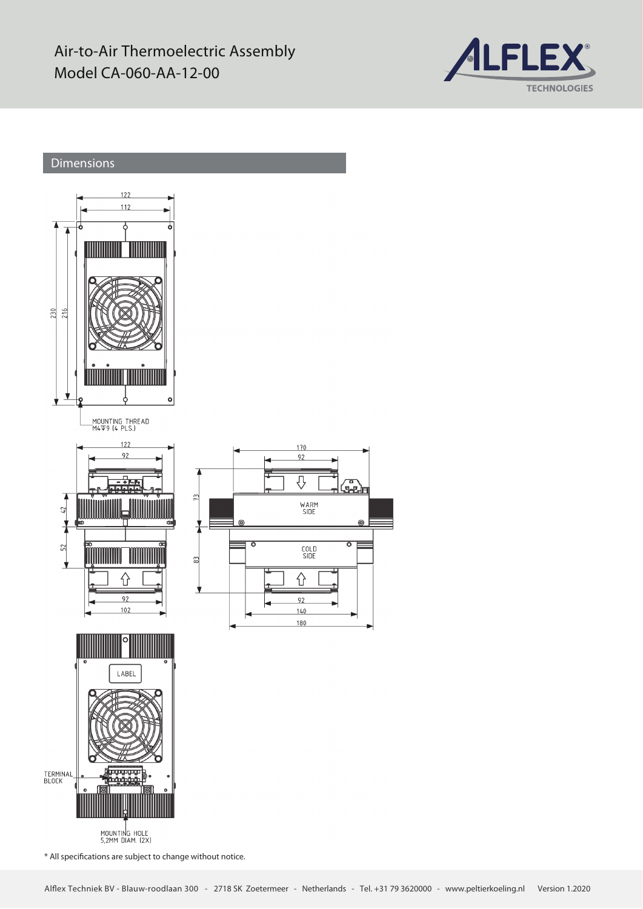# Air-to-Air Thermoelectric Assembly
# Model CA-060-AA-12-00

## Dimensions

122
112
230
216
MOUNTING THREAD
M4⊽9 (4 PLS.)

122
92
42
52
92
102

170
92
73
WARM SIDE
COLD SIDE
83
92
140
180

LABEL
TERMINAL BLOCK
MOUNTING HOLE
5,2MM DIAM. (2X)

* All specifications are subject to change without notice.

Alflex Techniek BV - Blauw-roodlaan 300 - 2718 SK Zoetermeer - Netherlands - Tel. +31 79 3620000 - www.peltierkoeling.nl Version 1.2020